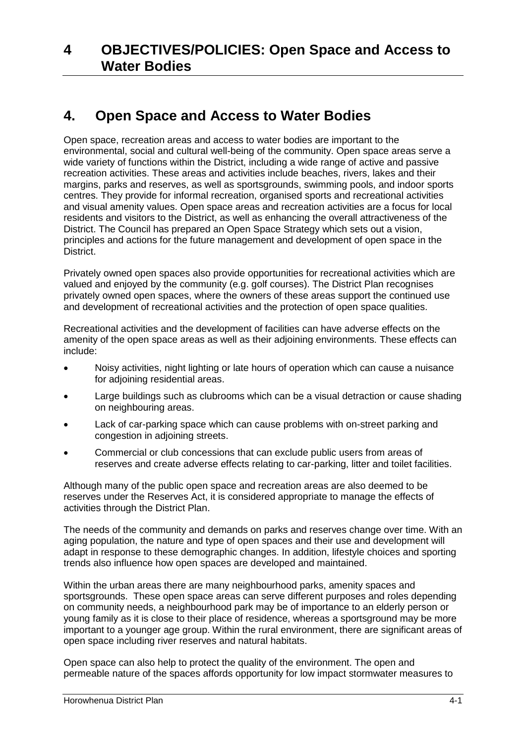# 4 OBJECTIVES/POLICIES: Open Space and Access to Water Bodies

## 4. Open Space and Access to Water Bodies

Open space, recreation areas and access to water bodies are important to the environmental, social and cultural well-being of the community. Open space areas serve a wide variety of functions within the District, including a wide range of active and passive recreation activities. These areas and activities include beaches, rivers, lakes and their margins, parks and reserves, as well as sportsgrounds, swimming pools, and indoor sports centres. They provide for informal recreation, organised sports and recreational activities and visual amenity values. Open space areas and recreation activities are a focus for local residents and visitors to the District, as well as enhancing the overall attractiveness of the District. The Council has prepared an Open Space Strategy which sets out a vision, principles and actions for the future management and development of open space in the District.

Privately owned open spaces also provide opportunities for recreational activities which are valued and enjoyed by the community (e.g. golf courses). The District Plan recognises privately owned open spaces, where the owners of these areas support the continued use and development of recreational activities and the protection of open space qualities.

Recreational activities and the development of facilities can have adverse effects on the amenity of the open space areas as well as their adjoining environments. These effects can include:

- Noisy activities, night lighting or late hours of operation which can cause a nuisance for adjoining residential areas.
- Large buildings such as clubrooms which can be a visual detraction or cause shading on neighbouring areas.
- Lack of car-parking space which can cause problems with on-street parking and congestion in adjoining streets.
- Commercial or club concessions that can exclude public users from areas of reserves and create adverse effects relating to car-parking, litter and toilet facilities.

Although many of the public open space and recreation areas are also deemed to be reserves under the Reserves Act, it is considered appropriate to manage the effects of activities through the District Plan.

The needs of the community and demands on parks and reserves change over time. With an aging population, the nature and type of open spaces and their use and development will adapt in response to these demographic changes. In addition, lifestyle choices and sporting trends also influence how open spaces are developed and maintained.

Within the urban areas there are many neighbourhood parks, amenity spaces and sportsgrounds. These open space areas can serve different purposes and roles depending on community needs, a neighbourhood park may be of importance to an elderly person or young family as it is close to their place of residence, whereas a sportsground may be more important to a younger age group. Within the rural environment, there are significant areas of open space including river reserves and natural habitats.

Open space can also help to protect the quality of the environment. The open and permeable nature of the spaces affords opportunity for low impact stormwater measures to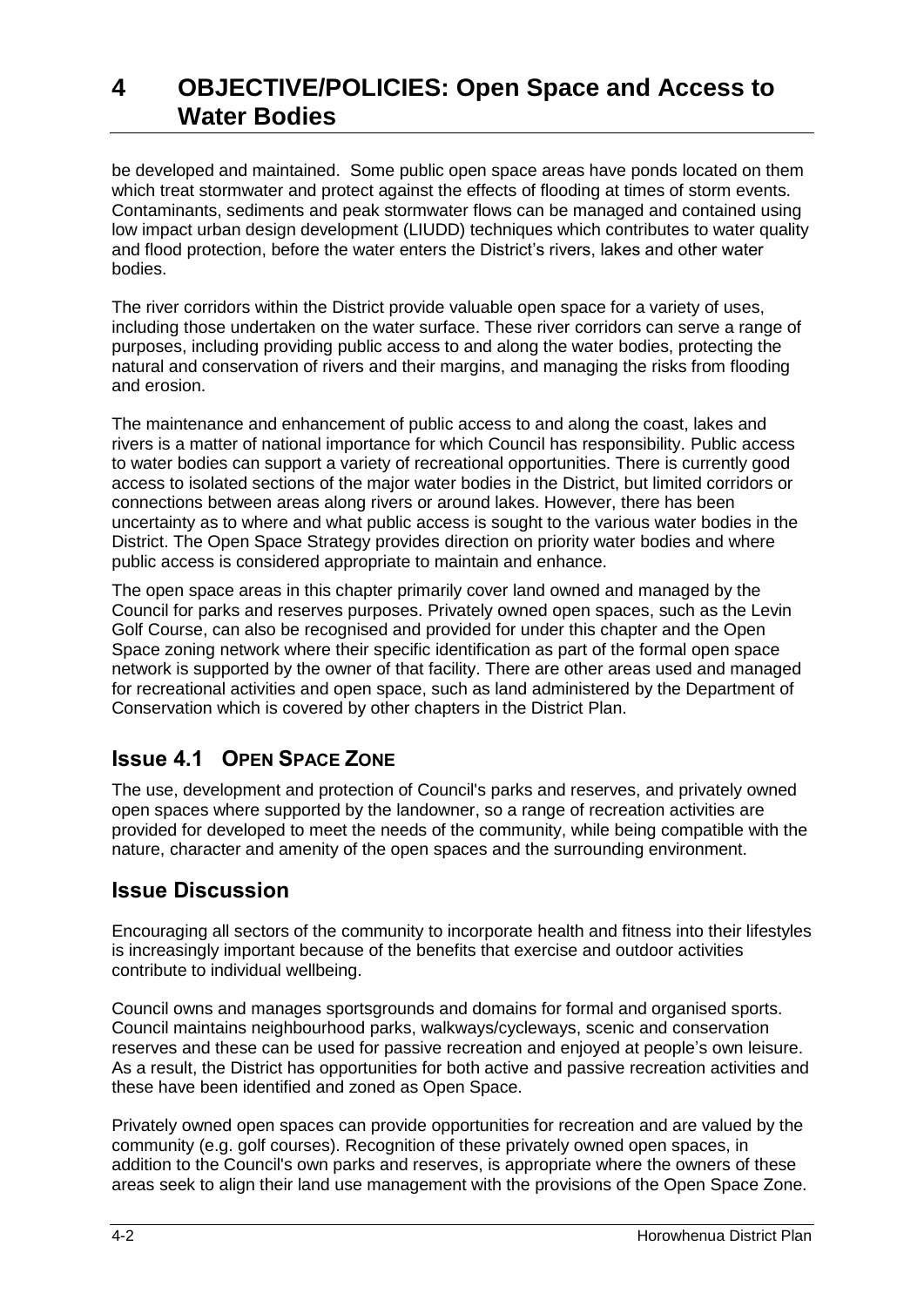be developed and maintained. Some public open space areas have ponds located on them which treat stormwater and protect against the effects of flooding at times of storm events. Contaminants, sediments and peak stormwater flows can be managed and contained using low impact urban design development (LIUDD) techniques which contributes to water quality and flood protection, before the water enters the District's rivers, lakes and other water bodies.

The river corridors within the District provide valuable open space for a variety of uses, including those undertaken on the water surface. These river corridors can serve a range of purposes, including providing public access to and along the water bodies, protecting the natural and conservation of rivers and their margins, and managing the risks from flooding and erosion.

The maintenance and enhancement of public access to and along the coast, lakes and rivers is a matter of national importance for which Council has responsibility. Public access to water bodies can support a variety of recreational opportunities. There is currently good access to isolated sections of the major water bodies in the District, but limited corridors or connections between areas along rivers or around lakes. However, there has been uncertainty as to where and what public access is sought to the various water bodies in the District. The Open Space Strategy provides direction on priority water bodies and where public access is considered appropriate to maintain and enhance.

The open space areas in this chapter primarily cover land owned and managed by the Council for parks and reserves purposes. Privately owned open spaces, such as the Levin Golf Course, can also be recognised and provided for under this chapter and the Open Space zoning network where their specific identification as part of the formal open space network is supported by the owner of that facility. There are other areas used and managed for recreational activities and open space, such as land administered by the Department of Conservation which is covered by other chapters in the District Plan.

## Issue 4.1 OPEN SPACE ZONE

The use, development and protection of Council's parks and reserves, and privately owned open spaces where supported by the landowner, so a range of recreation activities are provided for developed to meet the needs of the community, while being compatible with the nature, character and amenity of the open spaces and the surrounding environment.

## Issue Discussion

Encouraging all sectors of the community to incorporate health and fitness into their lifestyles is increasingly important because of the benefits that exercise and outdoor activities contribute to individual wellbeing.

Council owns and manages sportsgrounds and domains for formal and organised sports. Council maintains neighbourhood parks, walkways/cycleways, scenic and conservation reserves and these can be used for passive recreation and enjoyed at people's own leisure. As a result, the District has opportunities for both active and passive recreation activities and these have been identified and zoned as Open Space.

Privately owned open spaces can provide opportunities for recreation and are valued by the community (e.g. golf courses). Recognition of these privately owned open spaces, in addition to the Council's own parks and reserves, is appropriate where the owners of these areas seek to align their land use management with the provisions of the Open Space Zone.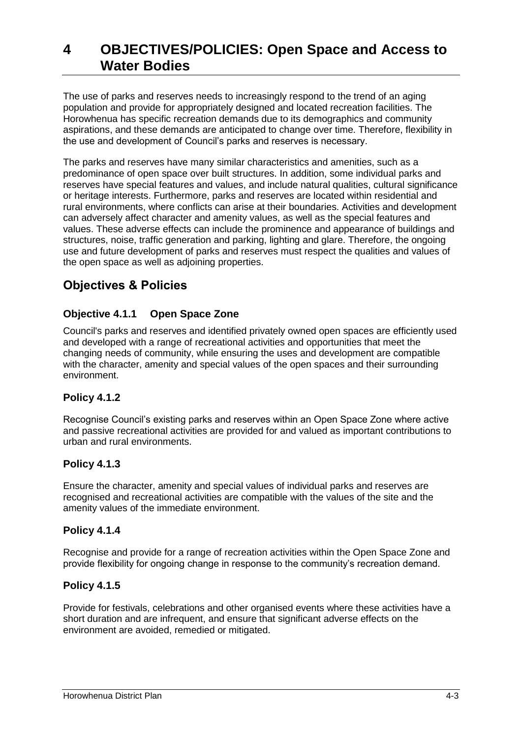# 4 OBJECTIVES/POLICIES: Open Space and Access to Water Bodies

The use of parks and reserves needs to increasingly respond to the trend of an aging population and provide for appropriately designed and located recreation facilities. The Horowhenua has specific recreation demands due to its demographics and community aspirations, and these demands are anticipated to change over time. Therefore, flexibility in the use and development of Council's parks and reserves is necessary.

The parks and reserves have many similar characteristics and amenities, such as a predominance of open space over built structures. In addition, some individual parks and reserves have special features and values, and include natural qualities, cultural significance or heritage interests. Furthermore, parks and reserves are located within residential and rural environments, where conflicts can arise at their boundaries. Activities and development can adversely affect character and amenity values, as well as the special features and values. These adverse effects can include the prominence and appearance of buildings and structures, noise, traffic generation and parking, lighting and glare. Therefore, the ongoing use and future development of parks and reserves must respect the qualities and values of the open space as well as adjoining properties.

## Objectives & Policies

### Objective 4.1.1 Open Space Zone

Council's parks and reserves and identified privately owned open spaces are efficiently used and developed with a range of recreational activities and opportunities that meet the changing needs of community, while ensuring the uses and development are compatible with the character, amenity and special values of the open spaces and their surrounding environment.

### Policy 4.1.2

Recognise Council's existing parks and reserves within an Open Space Zone where active and passive recreational activities are provided for and valued as important contributions to urban and rural environments.

### Policy 4.1.3

Ensure the character, amenity and special values of individual parks and reserves are recognised and recreational activities are compatible with the values of the site and the amenity values of the immediate environment.

### Policy 4.1.4

Recognise and provide for a range of recreation activities within the Open Space Zone and provide flexibility for ongoing change in response to the community's recreation demand.

### Policy 4.1.5

Provide for festivals, celebrations and other organised events where these activities have a short duration and are infrequent, and ensure that significant adverse effects on the environment are avoided, remedied or mitigated.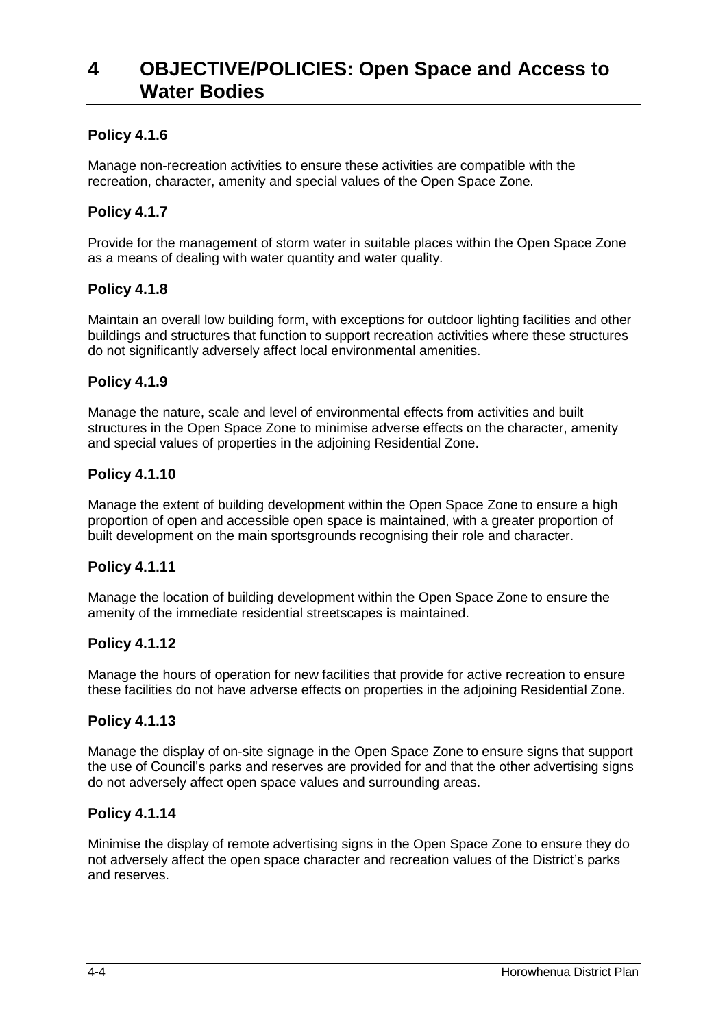# 4 OBJECTIVE/POLICIES: Open Space and Access to Water Bodies

### Policy 4.1.6

Manage non-recreation activities to ensure these activities are compatible with the recreation, character, amenity and special values of the Open Space Zone.

### Policy 4.1.7

Provide for the management of storm water in suitable places within the Open Space Zone as a means of dealing with water quantity and water quality.

### Policy 4.1.8

Maintain an overall low building form, with exceptions for outdoor lighting facilities and other buildings and structures that function to support recreation activities where these structures do not significantly adversely affect local environmental amenities.

### Policy 4.1.9

Manage the nature, scale and level of environmental effects from activities and built structures in the Open Space Zone to minimise adverse effects on the character, amenity and special values of properties in the adjoining Residential Zone.

### Policy 4.1.10

Manage the extent of building development within the Open Space Zone to ensure a high proportion of open and accessible open space is maintained, with a greater proportion of built development on the main sportsgrounds recognising their role and character.

### Policy 4.1.11

Manage the location of building development within the Open Space Zone to ensure the amenity of the immediate residential streetscapes is maintained.

### Policy 4.1.12

Manage the hours of operation for new facilities that provide for active recreation to ensure these facilities do not have adverse effects on properties in the adjoining Residential Zone.

### Policy 4.1.13

Manage the display of on-site signage in the Open Space Zone to ensure signs that support the use of Council's parks and reserves are provided for and that the other advertising signs do not adversely affect open space values and surrounding areas.

### Policy 4.1.14

Minimise the display of remote advertising signs in the Open Space Zone to ensure they do not adversely affect the open space character and recreation values of the District's parks and reserves.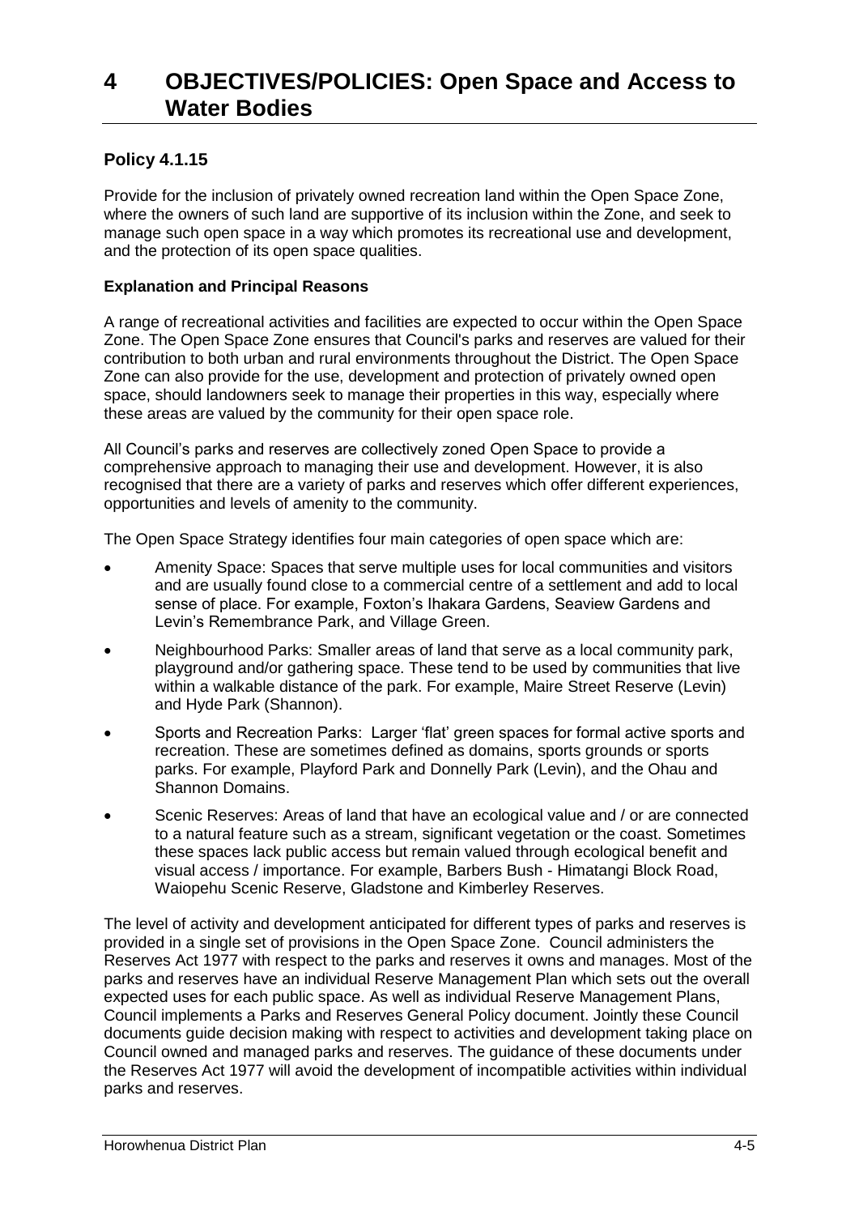# 4 OBJECTIVES/POLICIES: Open Space and Access to Water Bodies

### Policy 4.1.15

Provide for the inclusion of privately owned recreation land within the Open Space Zone, where the owners of such land are supportive of its inclusion within the Zone, and seek to manage such open space in a way which promotes its recreational use and development, and the protection of its open space qualities.

**Explanation and Principal Reasons**

A range of recreational activities and facilities are expected to occur within the Open Space Zone. The Open Space Zone ensures that Council's parks and reserves are valued for their contribution to both urban and rural environments throughout the District. The Open Space Zone can also provide for the use, development and protection of privately owned open space, should landowners seek to manage their properties in this way, especially where these areas are valued by the community for their open space role.

All Council's parks and reserves are collectively zoned Open Space to provide a comprehensive approach to managing their use and development. However, it is also recognised that there are a variety of parks and reserves which offer different experiences, opportunities and levels of amenity to the community.

The Open Space Strategy identifies four main categories of open space which are:

- Amenity Space: Spaces that serve multiple uses for local communities and visitors and are usually found close to a commercial centre of a settlement and add to local sense of place. For example, Foxton's Ihakara Gardens, Seaview Gardens and Levin's Remembrance Park, and Village Green.
- Neighbourhood Parks: Smaller areas of land that serve as a local community park, playground and/or gathering space. These tend to be used by communities that live within a walkable distance of the park. For example, Maire Street Reserve (Levin) and Hyde Park (Shannon).
- Sports and Recreation Parks: Larger 'flat' green spaces for formal active sports and recreation. These are sometimes defined as domains, sports grounds or sports parks. For example, Playford Park and Donnelly Park (Levin), and the Ohau and Shannon Domains.
- Scenic Reserves: Areas of land that have an ecological value and / or are connected to a natural feature such as a stream, significant vegetation or the coast. Sometimes these spaces lack public access but remain valued through ecological benefit and visual access / importance. For example, Barbers Bush - Himatangi Block Road, Waiopehu Scenic Reserve, Gladstone and Kimberley Reserves.

The level of activity and development anticipated for different types of parks and reserves is provided in a single set of provisions in the Open Space Zone. Council administers the Reserves Act 1977 with respect to the parks and reserves it owns and manages. Most of the parks and reserves have an individual Reserve Management Plan which sets out the overall expected uses for each public space. As well as individual Reserve Management Plans, Council implements a Parks and Reserves General Policy document. Jointly these Council documents guide decision making with respect to activities and development taking place on Council owned and managed parks and reserves. The guidance of these documents under the Reserves Act 1977 will avoid the development of incompatible activities within individual parks and reserves.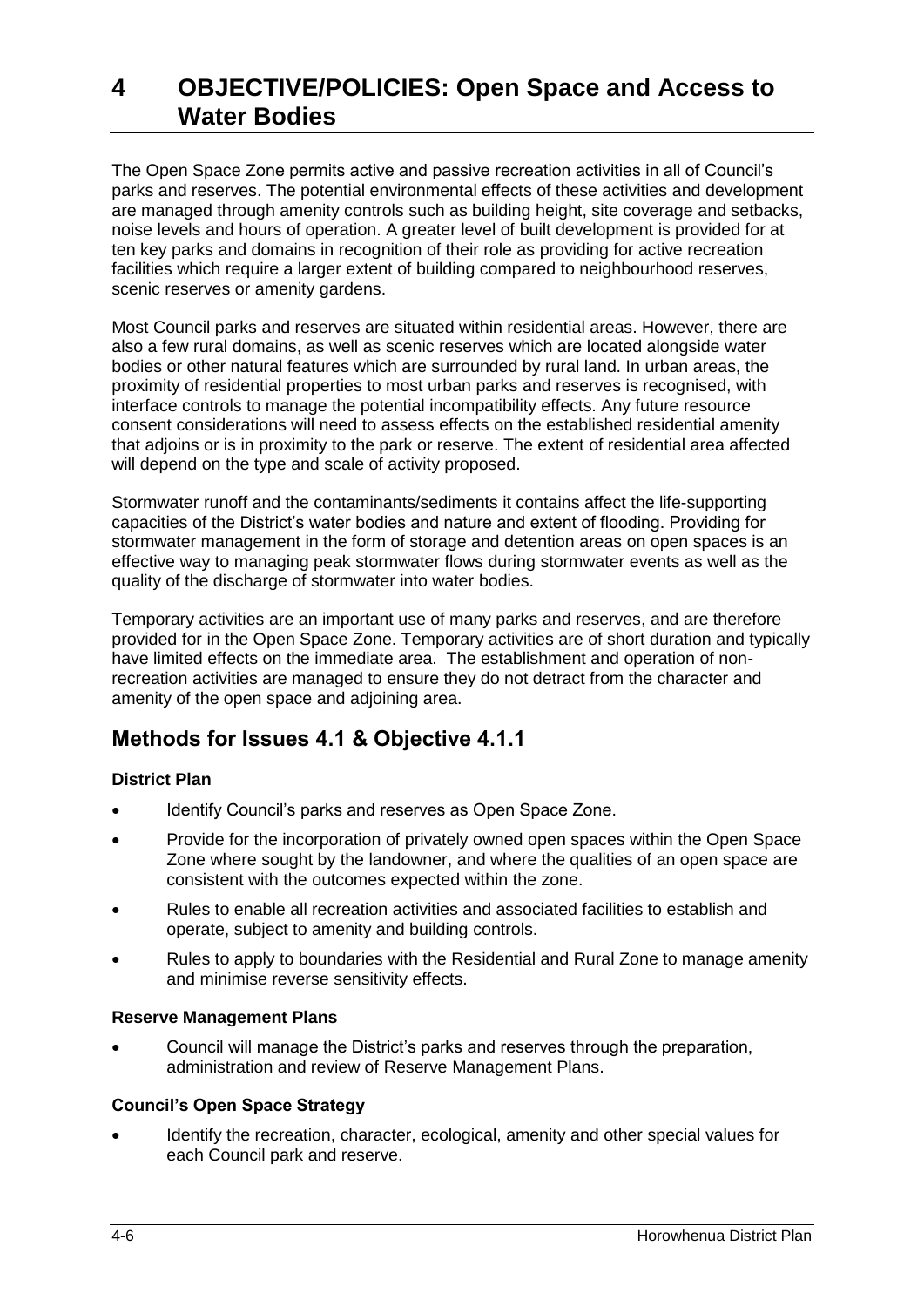# 4 OBJECTIVE/POLICIES: Open Space and Access to Water Bodies

The Open Space Zone permits active and passive recreation activities in all of Council's parks and reserves. The potential environmental effects of these activities and development are managed through amenity controls such as building height, site coverage and setbacks, noise levels and hours of operation. A greater level of built development is provided for at ten key parks and domains in recognition of their role as providing for active recreation facilities which require a larger extent of building compared to neighbourhood reserves, scenic reserves or amenity gardens.

Most Council parks and reserves are situated within residential areas. However, there are also a few rural domains, as well as scenic reserves which are located alongside water bodies or other natural features which are surrounded by rural land. In urban areas, the proximity of residential properties to most urban parks and reserves is recognised, with interface controls to manage the potential incompatibility effects. Any future resource consent considerations will need to assess effects on the established residential amenity that adjoins or is in proximity to the park or reserve. The extent of residential area affected will depend on the type and scale of activity proposed.

Stormwater runoff and the contaminants/sediments it contains affect the life-supporting capacities of the District's water bodies and nature and extent of flooding. Providing for stormwater management in the form of storage and detention areas on open spaces is an effective way to managing peak stormwater flows during stormwater events as well as the quality of the discharge of stormwater into water bodies.

Temporary activities are an important use of many parks and reserves, and are therefore provided for in the Open Space Zone. Temporary activities are of short duration and typically have limited effects on the immediate area. The establishment and operation of non-recreation activities are managed to ensure they do not detract from the character and amenity of the open space and adjoining area.

## Methods for Issues 4.1 & Objective 4.1.1

**District Plan**

- Identify Council's parks and reserves as Open Space Zone.
- Provide for the incorporation of privately owned open spaces within the Open Space Zone where sought by the landowner, and where the qualities of an open space are consistent with the outcomes expected within the zone.
- Rules to enable all recreation activities and associated facilities to establish and operate, subject to amenity and building controls.
- Rules to apply to boundaries with the Residential and Rural Zone to manage amenity and minimise reverse sensitivity effects.

**Reserve Management Plans**

- Council will manage the District's parks and reserves through the preparation, administration and review of Reserve Management Plans.

**Council's Open Space Strategy**

- Identify the recreation, character, ecological, amenity and other special values for each Council park and reserve.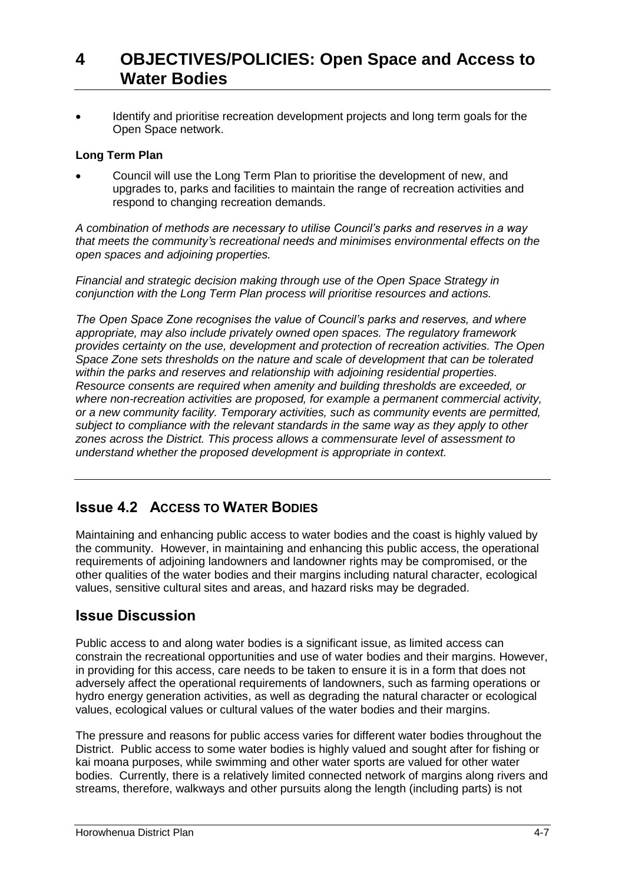# 4 OBJECTIVES/POLICIES: Open Space and Access to Water Bodies

- Identify and prioritise recreation development projects and long term goals for the Open Space network.

**Long Term Plan**

- Council will use the Long Term Plan to prioritise the development of new, and upgrades to, parks and facilities to maintain the range of recreation activities and respond to changing recreation demands.

*A combination of methods are necessary to utilise Council's parks and reserves in a way that meets the community's recreational needs and minimises environmental effects on the open spaces and adjoining properties.*

*Financial and strategic decision making through use of the Open Space Strategy in conjunction with the Long Term Plan process will prioritise resources and actions.*

*The Open Space Zone recognises the value of Council's parks and reserves, and where appropriate, may also include privately owned open spaces. The regulatory framework provides certainty on the use, development and protection of recreation activities. The Open Space Zone sets thresholds on the nature and scale of development that can be tolerated within the parks and reserves and relationship with adjoining residential properties. Resource consents are required when amenity and building thresholds are exceeded, or where non-recreation activities are proposed, for example a permanent commercial activity, or a new community facility. Temporary activities, such as community events are permitted, subject to compliance with the relevant standards in the same way as they apply to other zones across the District. This process allows a commensurate level of assessment to understand whether the proposed development is appropriate in context.*

---

## Issue 4.2 ACCESS TO WATER BODIES

Maintaining and enhancing public access to water bodies and the coast is highly valued by the community. However, in maintaining and enhancing this public access, the operational requirements of adjoining landowners and landowner rights may be compromised, or the other qualities of the water bodies and their margins including natural character, ecological values, sensitive cultural sites and areas, and hazard risks may be degraded.

## Issue Discussion

Public access to and along water bodies is a significant issue, as limited access can constrain the recreational opportunities and use of water bodies and their margins. However, in providing for this access, care needs to be taken to ensure it is in a form that does not adversely affect the operational requirements of landowners, such as farming operations or hydro energy generation activities, as well as degrading the natural character or ecological values, ecological values or cultural values of the water bodies and their margins.

The pressure and reasons for public access varies for different water bodies throughout the District. Public access to some water bodies is highly valued and sought after for fishing or kai moana purposes, while swimming and other water sports are valued for other water bodies. Currently, there is a relatively limited connected network of margins along rivers and streams, therefore, walkways and other pursuits along the length (including parts) is not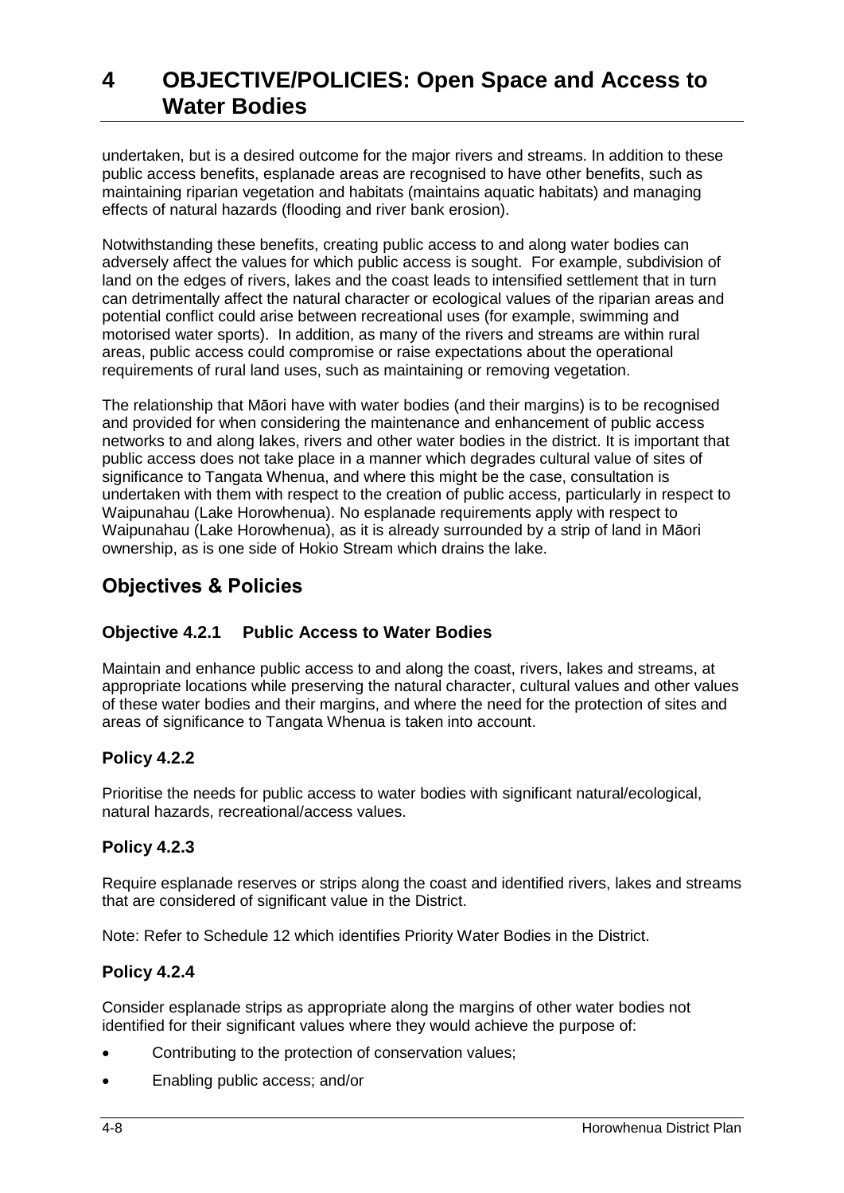undertaken, but is a desired outcome for the major rivers and streams. In addition to these public access benefits, esplanade areas are recognised to have other benefits, such as maintaining riparian vegetation and habitats (maintains aquatic habitats) and managing effects of natural hazards (flooding and river bank erosion).

Notwithstanding these benefits, creating public access to and along water bodies can adversely affect the values for which public access is sought. For example, subdivision of land on the edges of rivers, lakes and the coast leads to intensified settlement that in turn can detrimentally affect the natural character or ecological values of the riparian areas and potential conflict could arise between recreational uses (for example, swimming and motorised water sports). In addition, as many of the rivers and streams are within rural areas, public access could compromise or raise expectations about the operational requirements of rural land uses, such as maintaining or removing vegetation.

The relationship that Māori have with water bodies (and their margins) is to be recognised and provided for when considering the maintenance and enhancement of public access networks to and along lakes, rivers and other water bodies in the district. It is important that public access does not take place in a manner which degrades cultural value of sites of significance to Tangata Whenua, and where this might be the case, consultation is undertaken with them with respect to the creation of public access, particularly in respect to Waipunahau (Lake Horowhenua). No esplanade requirements apply with respect to Waipunahau (Lake Horowhenua), as it is already surrounded by a strip of land in Māori ownership, as is one side of Hokio Stream which drains the lake.

## Objectives & Policies

### Objective 4.2.1 Public Access to Water Bodies

Maintain and enhance public access to and along the coast, rivers, lakes and streams, at appropriate locations while preserving the natural character, cultural values and other values of these water bodies and their margins, and where the need for the protection of sites and areas of significance to Tangata Whenua is taken into account.

### Policy 4.2.2

Prioritise the needs for public access to water bodies with significant natural/ecological, natural hazards, recreational/access values.

### Policy 4.2.3

Require esplanade reserves or strips along the coast and identified rivers, lakes and streams that are considered of significant value in the District.

Note: Refer to Schedule 12 which identifies Priority Water Bodies in the District.

### Policy 4.2.4

Consider esplanade strips as appropriate along the margins of other water bodies not identified for their significant values where they would achieve the purpose of:

- Contributing to the protection of conservation values;
- Enabling public access; and/or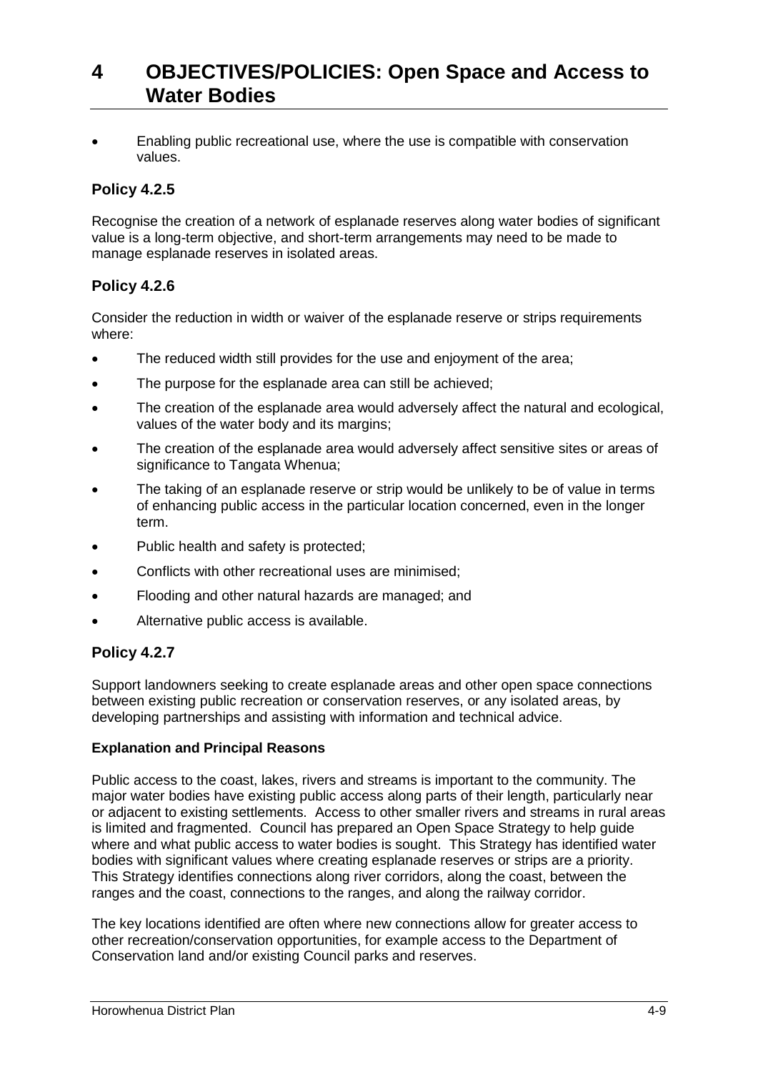# 4 OBJECTIVES/POLICIES: Open Space and Access to Water Bodies

- Enabling public recreational use, where the use is compatible with conservation values.

### Policy 4.2.5

Recognise the creation of a network of esplanade reserves along water bodies of significant value is a long-term objective, and short-term arrangements may need to be made to manage esplanade reserves in isolated areas.

### Policy 4.2.6

Consider the reduction in width or waiver of the esplanade reserve or strips requirements where:

- The reduced width still provides for the use and enjoyment of the area;
- The purpose for the esplanade area can still be achieved;
- The creation of the esplanade area would adversely affect the natural and ecological, values of the water body and its margins;
- The creation of the esplanade area would adversely affect sensitive sites or areas of significance to Tangata Whenua;
- The taking of an esplanade reserve or strip would be unlikely to be of value in terms of enhancing public access in the particular location concerned, even in the longer term.
- Public health and safety is protected;
- Conflicts with other recreational uses are minimised;
- Flooding and other natural hazards are managed; and
- Alternative public access is available.

### Policy 4.2.7

Support landowners seeking to create esplanade areas and other open space connections between existing public recreation or conservation reserves, or any isolated areas, by developing partnerships and assisting with information and technical advice.

**Explanation and Principal Reasons**

Public access to the coast, lakes, rivers and streams is important to the community. The major water bodies have existing public access along parts of their length, particularly near or adjacent to existing settlements. Access to other smaller rivers and streams in rural areas is limited and fragmented. Council has prepared an Open Space Strategy to help guide where and what public access to water bodies is sought. This Strategy has identified water bodies with significant values where creating esplanade reserves or strips are a priority. This Strategy identifies connections along river corridors, along the coast, between the ranges and the coast, connections to the ranges, and along the railway corridor.

The key locations identified are often where new connections allow for greater access to other recreation/conservation opportunities, for example access to the Department of Conservation land and/or existing Council parks and reserves.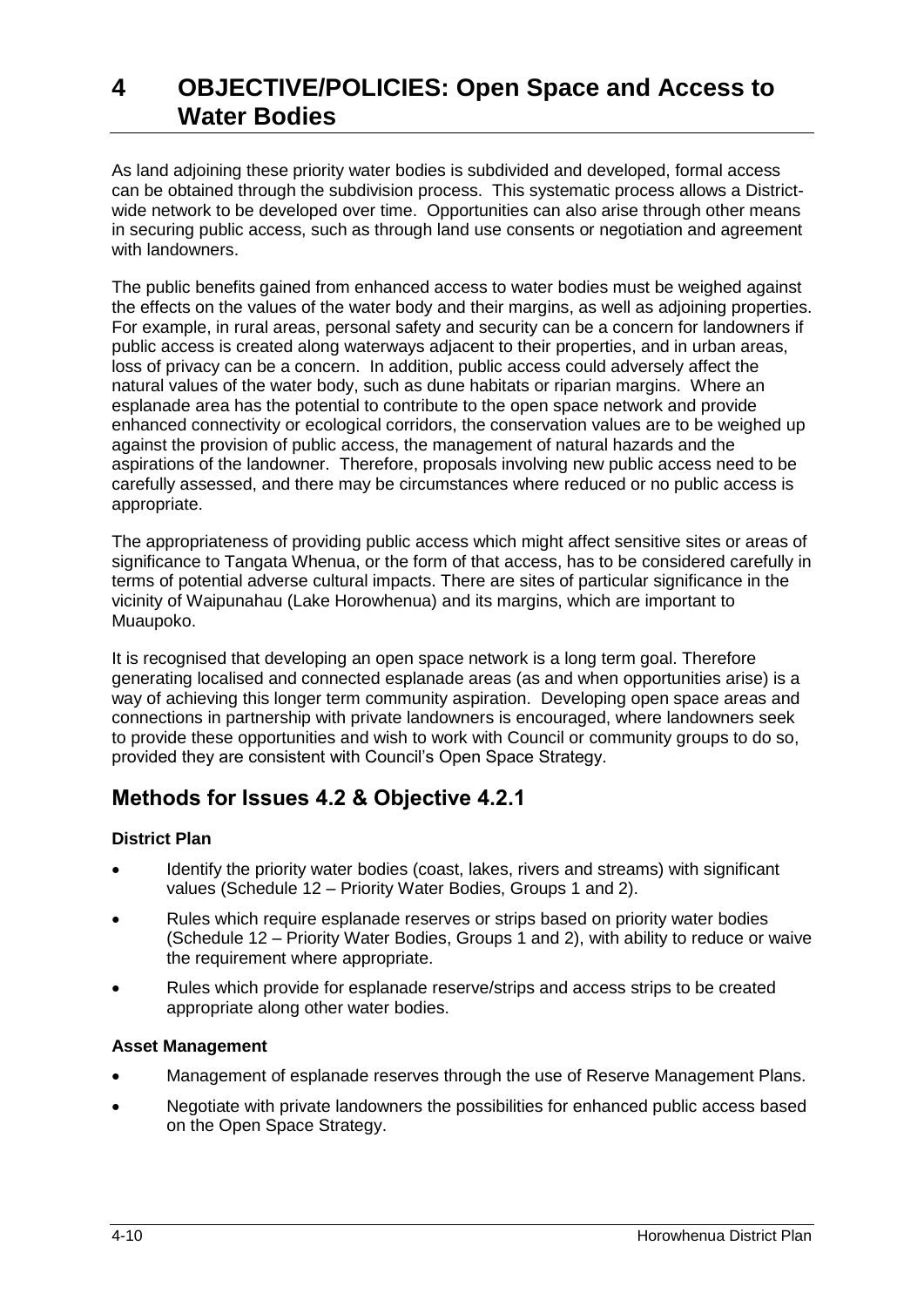# 4 OBJECTIVE/POLICIES: Open Space and Access to Water Bodies

As land adjoining these priority water bodies is subdivided and developed, formal access can be obtained through the subdivision process. This systematic process allows a District-wide network to be developed over time. Opportunities can also arise through other means in securing public access, such as through land use consents or negotiation and agreement with landowners.

The public benefits gained from enhanced access to water bodies must be weighed against the effects on the values of the water body and their margins, as well as adjoining properties. For example, in rural areas, personal safety and security can be a concern for landowners if public access is created along waterways adjacent to their properties, and in urban areas, loss of privacy can be a concern. In addition, public access could adversely affect the natural values of the water body, such as dune habitats or riparian margins. Where an esplanade area has the potential to contribute to the open space network and provide enhanced connectivity or ecological corridors, the conservation values are to be weighed up against the provision of public access, the management of natural hazards and the aspirations of the landowner. Therefore, proposals involving new public access need to be carefully assessed, and there may be circumstances where reduced or no public access is appropriate.

The appropriateness of providing public access which might affect sensitive sites or areas of significance to Tangata Whenua, or the form of that access, has to be considered carefully in terms of potential adverse cultural impacts. There are sites of particular significance in the vicinity of Waipunahau (Lake Horowhenua) and its margins, which are important to Muaupoko.

It is recognised that developing an open space network is a long term goal. Therefore generating localised and connected esplanade areas (as and when opportunities arise) is a way of achieving this longer term community aspiration. Developing open space areas and connections in partnership with private landowners is encouraged, where landowners seek to provide these opportunities and wish to work with Council or community groups to do so, provided they are consistent with Council's Open Space Strategy.

## Methods for Issues 4.2 & Objective 4.2.1

**District Plan**

- Identify the priority water bodies (coast, lakes, rivers and streams) with significant values (Schedule 12 – Priority Water Bodies, Groups 1 and 2).
- Rules which require esplanade reserves or strips based on priority water bodies (Schedule 12 – Priority Water Bodies, Groups 1 and 2), with ability to reduce or waive the requirement where appropriate.
- Rules which provide for esplanade reserve/strips and access strips to be created appropriate along other water bodies.

**Asset Management**

- Management of esplanade reserves through the use of Reserve Management Plans.
- Negotiate with private landowners the possibilities for enhanced public access based on the Open Space Strategy.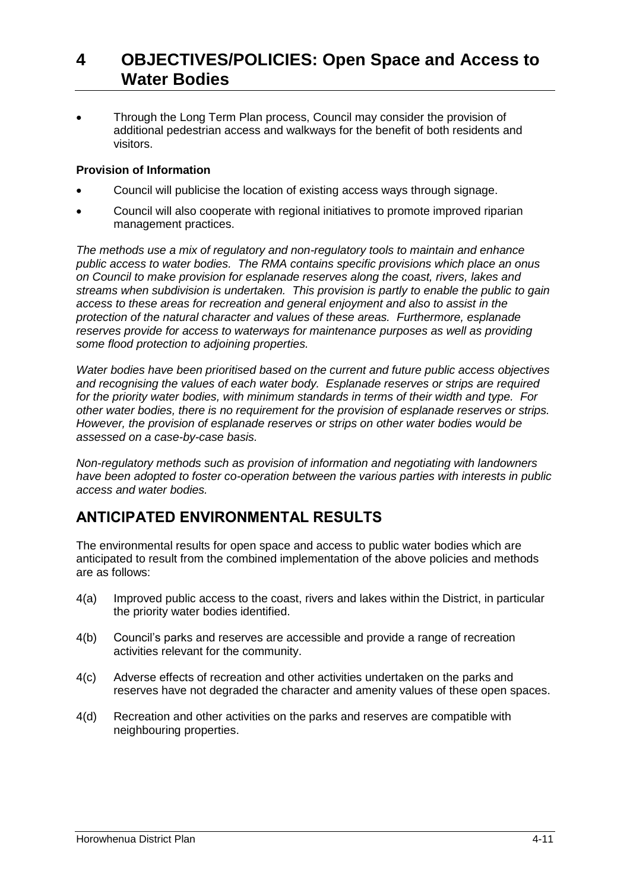# 4 OBJECTIVES/POLICIES: Open Space and Access to Water Bodies

- Through the Long Term Plan process, Council may consider the provision of additional pedestrian access and walkways for the benefit of both residents and visitors.

**Provision of Information**

- Council will publicise the location of existing access ways through signage.
- Council will also cooperate with regional initiatives to promote improved riparian management practices.

*The methods use a mix of regulatory and non-regulatory tools to maintain and enhance public access to water bodies. The RMA contains specific provisions which place an onus on Council to make provision for esplanade reserves along the coast, rivers, lakes and streams when subdivision is undertaken. This provision is partly to enable the public to gain access to these areas for recreation and general enjoyment and also to assist in the protection of the natural character and values of these areas. Furthermore, esplanade reserves provide for access to waterways for maintenance purposes as well as providing some flood protection to adjoining properties.*

*Water bodies have been prioritised based on the current and future public access objectives and recognising the values of each water body. Esplanade reserves or strips are required for the priority water bodies, with minimum standards in terms of their width and type. For other water bodies, there is no requirement for the provision of esplanade reserves or strips. However, the provision of esplanade reserves or strips on other water bodies would be assessed on a case-by-case basis.*

*Non-regulatory methods such as provision of information and negotiating with landowners have been adopted to foster co-operation between the various parties with interests in public access and water bodies.*

## ANTICIPATED ENVIRONMENTAL RESULTS

The environmental results for open space and access to public water bodies which are anticipated to result from the combined implementation of the above policies and methods are as follows:

4(a) Improved public access to the coast, rivers and lakes within the District, in particular the priority water bodies identified.

4(b) Council's parks and reserves are accessible and provide a range of recreation activities relevant for the community.

4(c) Adverse effects of recreation and other activities undertaken on the parks and reserves have not degraded the character and amenity values of these open spaces.

4(d) Recreation and other activities on the parks and reserves are compatible with neighbouring properties.